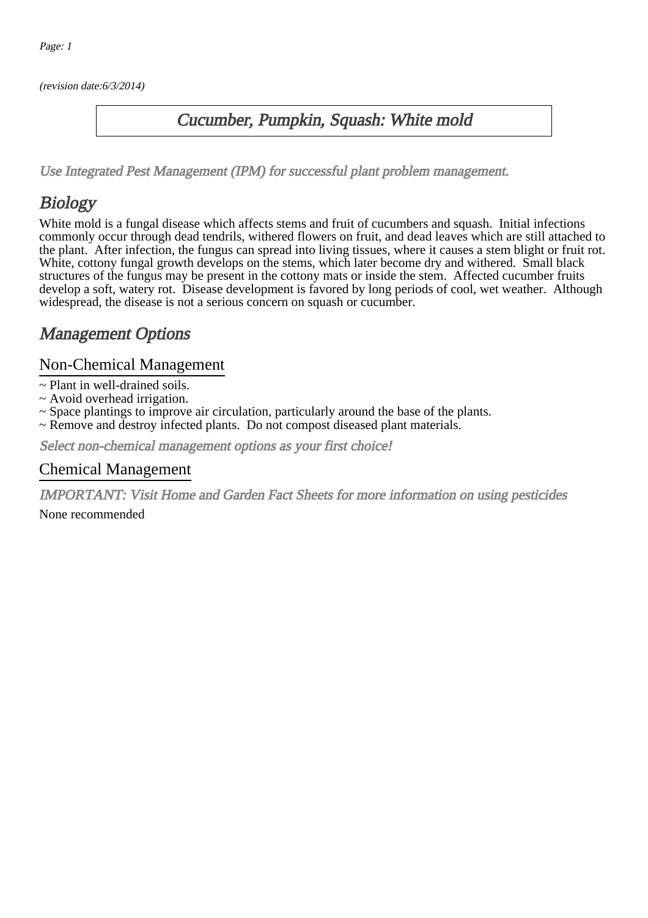(revision date:6/3/2014)

# Cucumber, Pumpkin, Squash: White mold

*Use Integrated Pest Management (IPM) for successful plant problem management.*

## Biology

White mold is a fungal disease which affects stems and fruit of cucumbers and squash.  Initial infections commonly occur through dead tendrils, withered flowers on fruit, and dead leaves which are still attached to the plant.  After infection, the fungus can spread into living tissues, where it causes a stem blight or fruit rot.  White, cottony fungal growth develops on the stems, which later become dry and withered.  Small black structures of the fungus may be present in the cottony mats or inside the stem.  Affected cucumber fruits develop a soft, watery rot.  Disease development is favored by long periods of cool, wet weather.  Although widespread, the disease is not a serious concern on squash or cucumber.

## Management Options

### Non-Chemical Management

~ Plant in well-drained soils.
~ Avoid overhead irrigation.
~ Space plantings to improve air circulation, particularly around the base of the plants.
~ Remove and destroy infected plants.  Do not compost diseased plant materials.

*Select non-chemical management options as your first choice!*

### Chemical Management

*IMPORTANT: Visit Home and Garden Fact Sheets for more information on using pesticides*

None recommended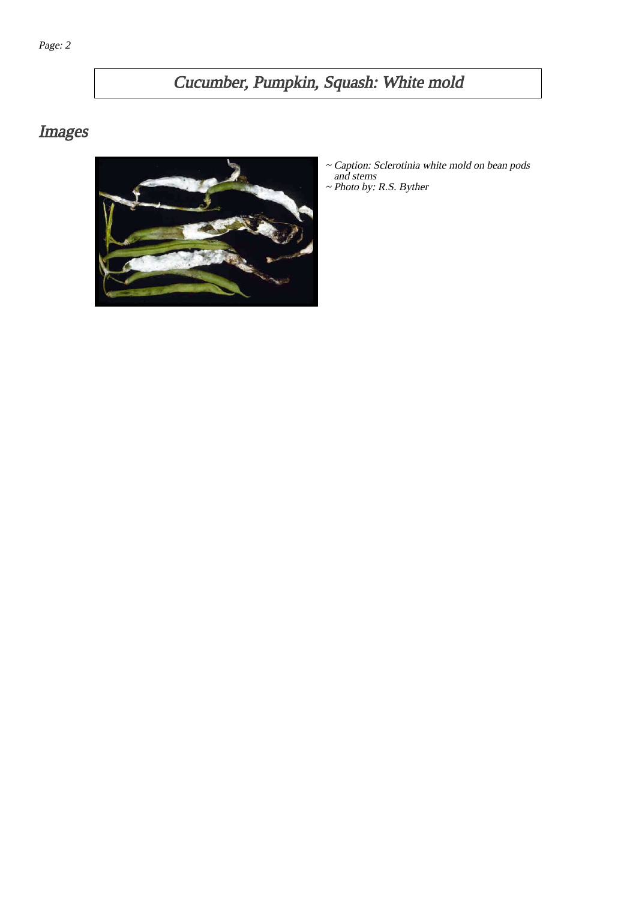# Cucumber, Pumpkin, Squash: White mold

## Images

~ Caption: Sclerotinia white mold on bean pods and stems
~ Photo by: R.S. Byther